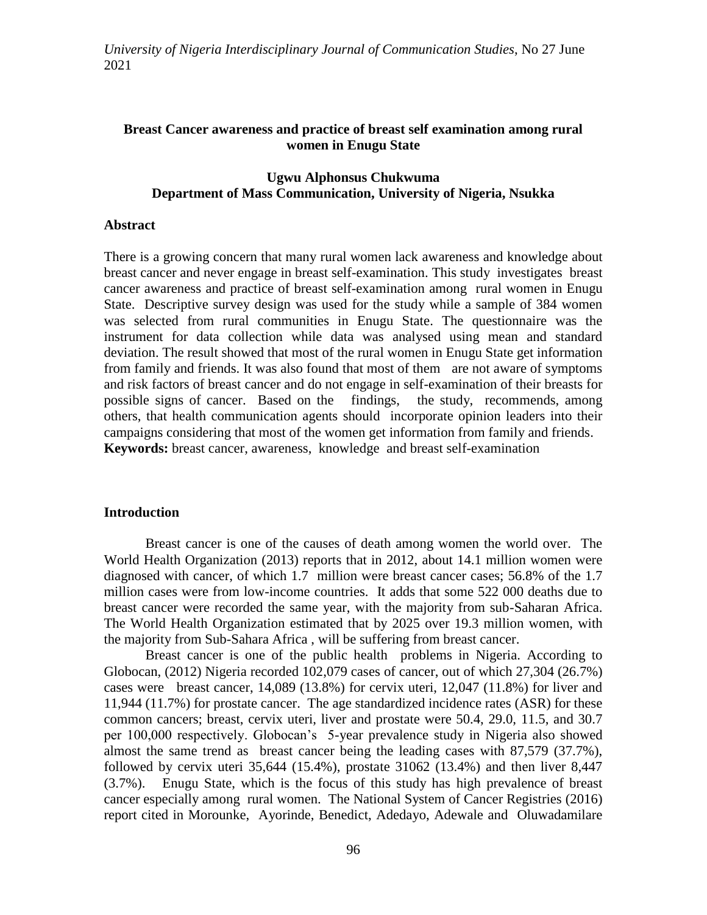# Breast Cancer awareness and practice of breast self examination among rural women in Enugu State

**Ugwu Alphonsus Chukwuma**
**Department of Mass Communication, University of Nigeria, Nsukka**

## Abstract

There is a growing concern that many rural women lack awareness and knowledge about breast cancer and never engage in breast self-examination. This study investigates breast cancer awareness and practice of breast self-examination among rural women in Enugu State. Descriptive survey design was used for the study while a sample of 384 women was selected from rural communities in Enugu State. The questionnaire was the instrument for data collection while data was analysed using mean and standard deviation. The result showed that most of the rural women in Enugu State get information from family and friends. It was also found that most of them are not aware of symptoms and risk factors of breast cancer and do not engage in self-examination of their breasts for possible signs of cancer. Based on the findings, the study, recommends, among others, that health communication agents should incorporate opinion leaders into their campaigns considering that most of the women get information from family and friends.

**Keywords:** breast cancer, awareness, knowledge and breast self-examination

## Introduction

Breast cancer is one of the causes of death among women the world over. The World Health Organization (2013) reports that in 2012, about 14.1 million women were diagnosed with cancer, of which 1.7 million were breast cancer cases; 56.8% of the 1.7 million cases were from low-income countries. It adds that some 522 000 deaths due to breast cancer were recorded the same year, with the majority from sub-Saharan Africa. The World Health Organization estimated that by 2025 over 19.3 million women, with the majority from Sub-Sahara Africa , will be suffering from breast cancer.

Breast cancer is one of the public health problems in Nigeria. According to Globocan, (2012) Nigeria recorded 102,079 cases of cancer, out of which 27,304 (26.7%) cases were breast cancer, 14,089 (13.8%) for cervix uteri, 12,047 (11.8%) for liver and 11,944 (11.7%) for prostate cancer. The age standardized incidence rates (ASR) for these common cancers; breast, cervix uteri, liver and prostate were 50.4, 29.0, 11.5, and 30.7 per 100,000 respectively. Globocan's 5-year prevalence study in Nigeria also showed almost the same trend as breast cancer being the leading cases with 87,579 (37.7%), followed by cervix uteri 35,644 (15.4%), prostate 31062 (13.4%) and then liver 8,447 (3.7%). Enugu State, which is the focus of this study has high prevalence of breast cancer especially among rural women. The National System of Cancer Registries (2016) report cited in Morounke, Ayorinde, Benedict, Adedayo, Adewale and Oluwadamilare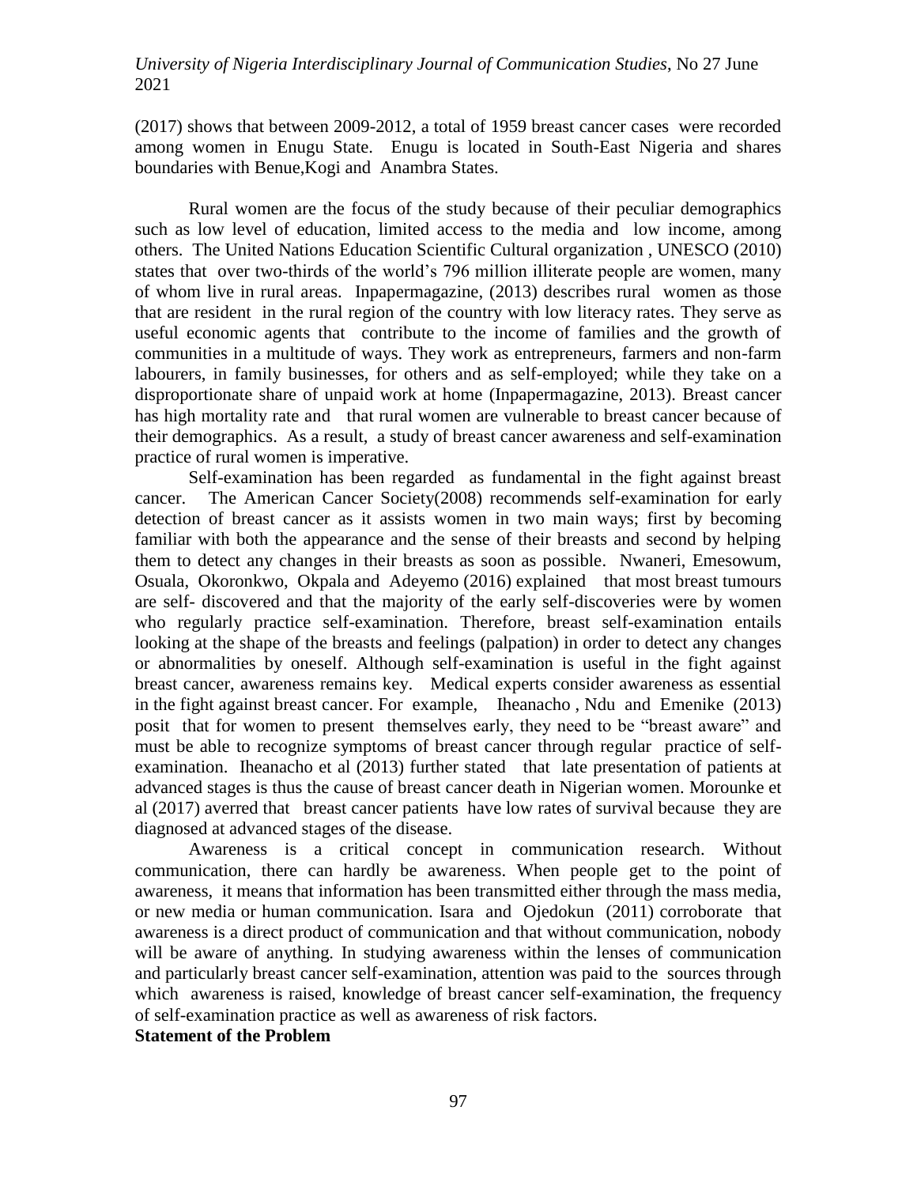(2017) shows that between 2009-2012, a total of 1959 breast cancer cases were recorded among women in Enugu State. Enugu is located in South-East Nigeria and shares boundaries with Benue,Kogi and Anambra States.

Rural women are the focus of the study because of their peculiar demographics such as low level of education, limited access to the media and low income, among others. The United Nations Education Scientific Cultural organization , UNESCO (2010) states that over two-thirds of the world's 796 million illiterate people are women, many of whom live in rural areas. Inpapermagazine, (2013) describes rural women as those that are resident in the rural region of the country with low literacy rates. They serve as useful economic agents that contribute to the income of families and the growth of communities in a multitude of ways. They work as entrepreneurs, farmers and non-farm labourers, in family businesses, for others and as self-employed; while they take on a disproportionate share of unpaid work at home (Inpapermagazine, 2013). Breast cancer has high mortality rate and that rural women are vulnerable to breast cancer because of their demographics. As a result, a study of breast cancer awareness and self-examination practice of rural women is imperative.

Self-examination has been regarded as fundamental in the fight against breast cancer. The American Cancer Society(2008) recommends self-examination for early detection of breast cancer as it assists women in two main ways; first by becoming familiar with both the appearance and the sense of their breasts and second by helping them to detect any changes in their breasts as soon as possible. Nwaneri, Emesowum, Osuala, Okoronkwo, Okpala and Adeyemo (2016) explained that most breast tumours are self- discovered and that the majority of the early self-discoveries were by women who regularly practice self-examination. Therefore, breast self-examination entails looking at the shape of the breasts and feelings (palpation) in order to detect any changes or abnormalities by oneself. Although self-examination is useful in the fight against breast cancer, awareness remains key. Medical experts consider awareness as essential in the fight against breast cancer. For example, Iheanacho , Ndu and Emenike (2013) posit that for women to present themselves early, they need to be "breast aware" and must be able to recognize symptoms of breast cancer through regular practice of self-examination. Iheanacho et al (2013) further stated that late presentation of patients at advanced stages is thus the cause of breast cancer death in Nigerian women. Morounke et al (2017) averred that breast cancer patients have low rates of survival because they are diagnosed at advanced stages of the disease.

Awareness is a critical concept in communication research. Without communication, there can hardly be awareness. When people get to the point of awareness, it means that information has been transmitted either through the mass media, or new media or human communication. Isara and Ojedokun (2011) corroborate that awareness is a direct product of communication and that without communication, nobody will be aware of anything. In studying awareness within the lenses of communication and particularly breast cancer self-examination, attention was paid to the sources through which awareness is raised, knowledge of breast cancer self-examination, the frequency of self-examination practice as well as awareness of risk factors.

**Statement of the Problem**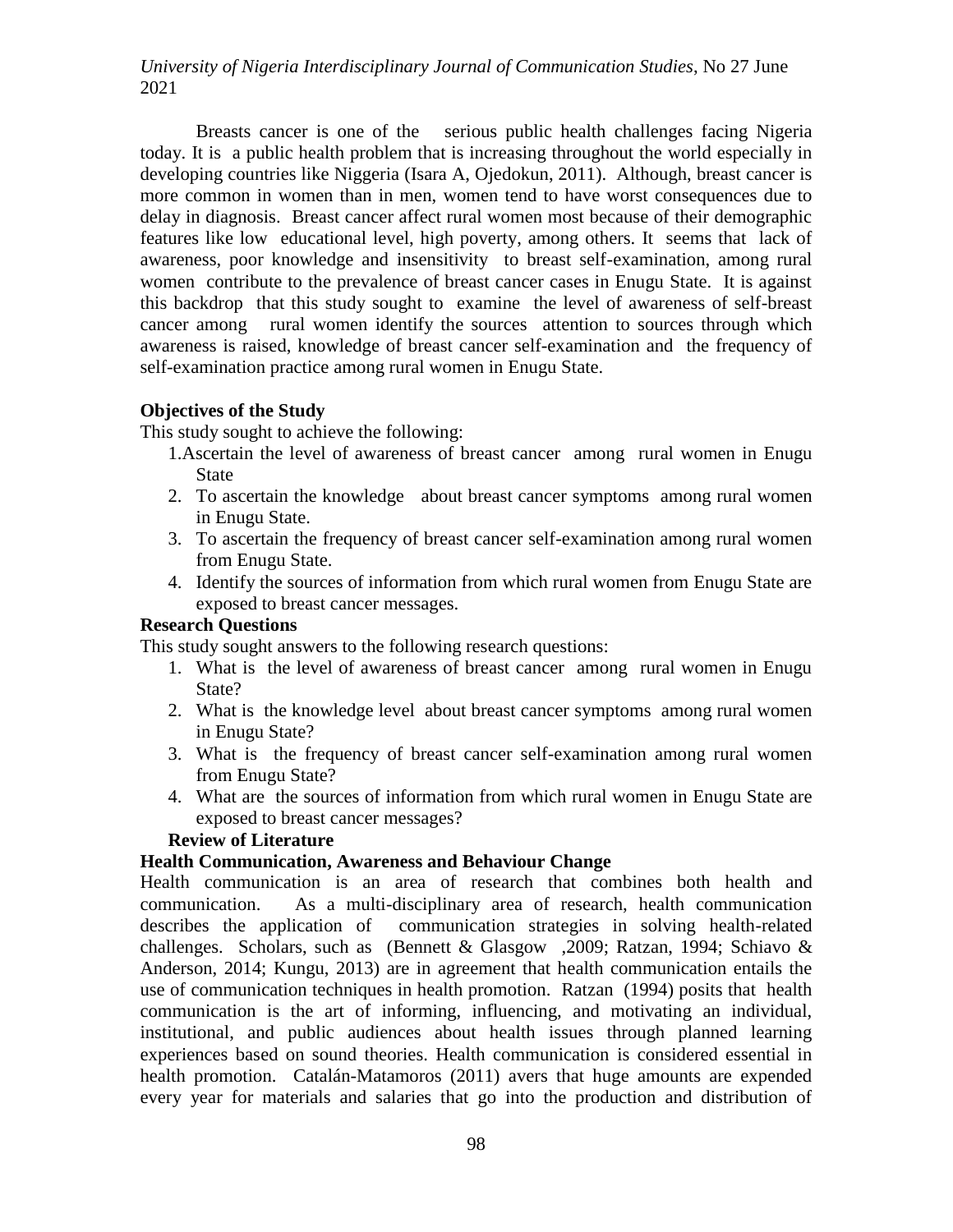Breasts cancer is one of the serious public health challenges facing Nigeria today. It is a public health problem that is increasing throughout the world especially in developing countries like Niggeria (Isara A, Ojedokun, 2011). Although, breast cancer is more common in women than in men, women tend to have worst consequences due to delay in diagnosis. Breast cancer affect rural women most because of their demographic features like low educational level, high poverty, among others. It seems that lack of awareness, poor knowledge and insensitivity to breast self-examination, among rural women contribute to the prevalence of breast cancer cases in Enugu State. It is against this backdrop that this study sought to examine the level of awareness of self-breast cancer among rural women identify the sources attention to sources through which awareness is raised, knowledge of breast cancer self-examination and the frequency of self-examination practice among rural women in Enugu State.

**Objectives of the Study**

This study sought to achieve the following:

1. Ascertain the level of awareness of breast cancer among rural women in Enugu State
2. To ascertain the knowledge about breast cancer symptoms among rural women in Enugu State.
3. To ascertain the frequency of breast cancer self-examination among rural women from Enugu State.
4. Identify the sources of information from which rural women from Enugu State are exposed to breast cancer messages.

**Research Questions**

This study sought answers to the following research questions:

1. What is the level of awareness of breast cancer among rural women in Enugu State?
2. What is the knowledge level about breast cancer symptoms among rural women in Enugu State?
3. What is the frequency of breast cancer self-examination among rural women from Enugu State?
4. What are the sources of information from which rural women in Enugu State are exposed to breast cancer messages?

**Review of Literature**

**Health Communication, Awareness and Behaviour Change**

Health communication is an area of research that combines both health and communication. As a multi-disciplinary area of research, health communication describes the application of communication strategies in solving health-related challenges. Scholars, such as (Bennett & Glasgow ,2009; Ratzan, 1994; Schiavo & Anderson, 2014; Kungu, 2013) are in agreement that health communication entails the use of communication techniques in health promotion. Ratzan (1994) posits that health communication is the art of informing, influencing, and motivating an individual, institutional, and public audiences about health issues through planned learning experiences based on sound theories. Health communication is considered essential in health promotion. Catalán-Matamoros (2011) avers that huge amounts are expended every year for materials and salaries that go into the production and distribution of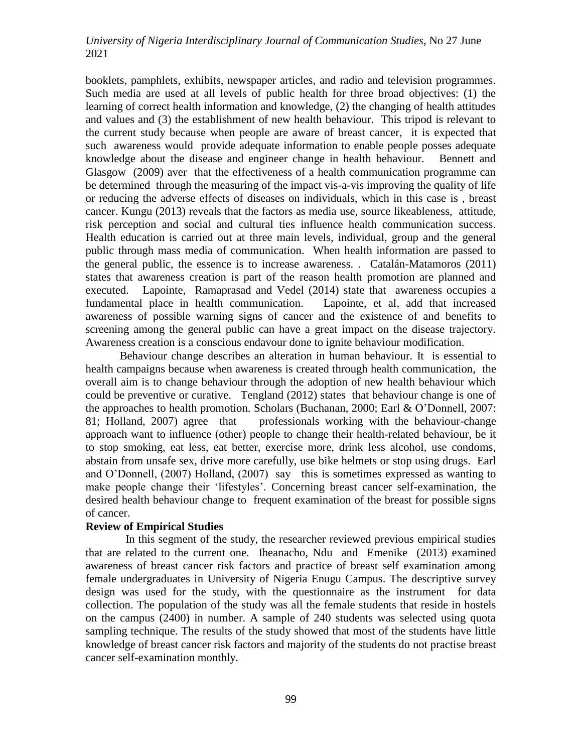booklets, pamphlets, exhibits, newspaper articles, and radio and television programmes. Such media are used at all levels of public health for three broad objectives: (1) the learning of correct health information and knowledge, (2) the changing of health attitudes and values and (3) the establishment of new health behaviour. This tripod is relevant to the current study because when people are aware of breast cancer, it is expected that such awareness would provide adequate information to enable people posses adequate knowledge about the disease and engineer change in health behaviour. Bennett and Glasgow (2009) aver that the effectiveness of a health communication programme can be determined through the measuring of the impact vis-a-vis improving the quality of life or reducing the adverse effects of diseases on individuals, which in this case is , breast cancer. Kungu (2013) reveals that the factors as media use, source likeableness, attitude, risk perception and social and cultural ties influence health communication success. Health education is carried out at three main levels, individual, group and the general public through mass media of communication. When health information are passed to the general public, the essence is to increase awareness. . Catalán-Matamoros (2011) states that awareness creation is part of the reason health promotion are planned and executed. Lapointe, Ramaprasad and Vedel (2014) state that awareness occupies a fundamental place in health communication. Lapointe, et al, add that increased awareness of possible warning signs of cancer and the existence of and benefits to screening among the general public can have a great impact on the disease trajectory. Awareness creation is a conscious endavour done to ignite behaviour modification.

Behaviour change describes an alteration in human behaviour. It is essential to health campaigns because when awareness is created through health communication, the overall aim is to change behaviour through the adoption of new health behaviour which could be preventive or curative. Tengland (2012) states that behaviour change is one of the approaches to health promotion. Scholars (Buchanan, 2000; Earl & O'Donnell, 2007: 81; Holland, 2007) agree that professionals working with the behaviour-change approach want to influence (other) people to change their health-related behaviour, be it to stop smoking, eat less, eat better, exercise more, drink less alcohol, use condoms, abstain from unsafe sex, drive more carefully, use bike helmets or stop using drugs. Earl and O'Donnell, (2007) Holland, (2007) say this is sometimes expressed as wanting to make people change their 'lifestyles'. Concerning breast cancer self-examination, the desired health behaviour change to frequent examination of the breast for possible signs of cancer.

**Review of Empirical Studies**

In this segment of the study, the researcher reviewed previous empirical studies that are related to the current one. Iheanacho, Ndu and Emenike (2013) examined awareness of breast cancer risk factors and practice of breast self examination among female undergraduates in University of Nigeria Enugu Campus. The descriptive survey design was used for the study, with the questionnaire as the instrument for data collection. The population of the study was all the female students that reside in hostels on the campus (2400) in number. A sample of 240 students was selected using quota sampling technique. The results of the study showed that most of the students have little knowledge of breast cancer risk factors and majority of the students do not practise breast cancer self-examination monthly.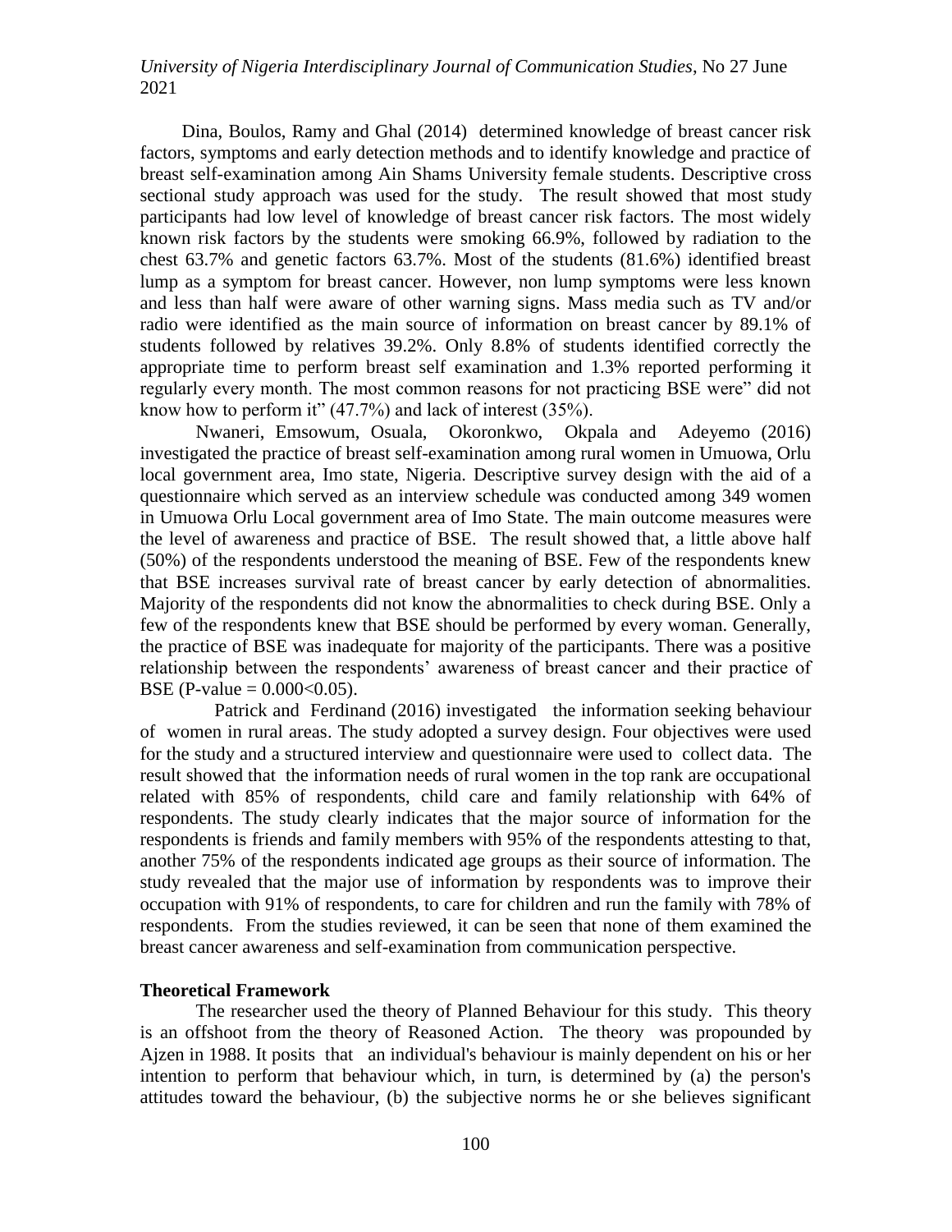Dina, Boulos, Ramy and Ghal (2014) determined knowledge of breast cancer risk factors, symptoms and early detection methods and to identify knowledge and practice of breast self-examination among Ain Shams University female students. Descriptive cross sectional study approach was used for the study. The result showed that most study participants had low level of knowledge of breast cancer risk factors. The most widely known risk factors by the students were smoking 66.9%, followed by radiation to the chest 63.7% and genetic factors 63.7%. Most of the students (81.6%) identified breast lump as a symptom for breast cancer. However, non lump symptoms were less known and less than half were aware of other warning signs. Mass media such as TV and/or radio were identified as the main source of information on breast cancer by 89.1% of students followed by relatives 39.2%. Only 8.8% of students identified correctly the appropriate time to perform breast self examination and 1.3% reported performing it regularly every month. The most common reasons for not practicing BSE were" did not know how to perform it" (47.7%) and lack of interest (35%).

Nwaneri, Emsowum, Osuala, Okoronkwo, Okpala and Adeyemo (2016) investigated the practice of breast self-examination among rural women in Umuowa, Orlu local government area, Imo state, Nigeria. Descriptive survey design with the aid of a questionnaire which served as an interview schedule was conducted among 349 women in Umuowa Orlu Local government area of Imo State. The main outcome measures were the level of awareness and practice of BSE. The result showed that, a little above half (50%) of the respondents understood the meaning of BSE. Few of the respondents knew that BSE increases survival rate of breast cancer by early detection of abnormalities. Majority of the respondents did not know the abnormalities to check during BSE. Only a few of the respondents knew that BSE should be performed by every woman. Generally, the practice of BSE was inadequate for majority of the participants. There was a positive relationship between the respondents' awareness of breast cancer and their practice of BSE (P-value = 0.000<0.05).

Patrick and Ferdinand (2016) investigated the information seeking behaviour of women in rural areas. The study adopted a survey design. Four objectives were used for the study and a structured interview and questionnaire were used to collect data. The result showed that the information needs of rural women in the top rank are occupational related with 85% of respondents, child care and family relationship with 64% of respondents. The study clearly indicates that the major source of information for the respondents is friends and family members with 95% of the respondents attesting to that, another 75% of the respondents indicated age groups as their source of information. The study revealed that the major use of information by respondents was to improve their occupation with 91% of respondents, to care for children and run the family with 78% of respondents. From the studies reviewed, it can be seen that none of them examined the breast cancer awareness and self-examination from communication perspective.

**Theoretical Framework**

The researcher used the theory of Planned Behaviour for this study. This theory is an offshoot from the theory of Reasoned Action. The theory was propounded by Ajzen in 1988. It posits that an individual's behaviour is mainly dependent on his or her intention to perform that behaviour which, in turn, is determined by (a) the person's attitudes toward the behaviour, (b) the subjective norms he or she believes significant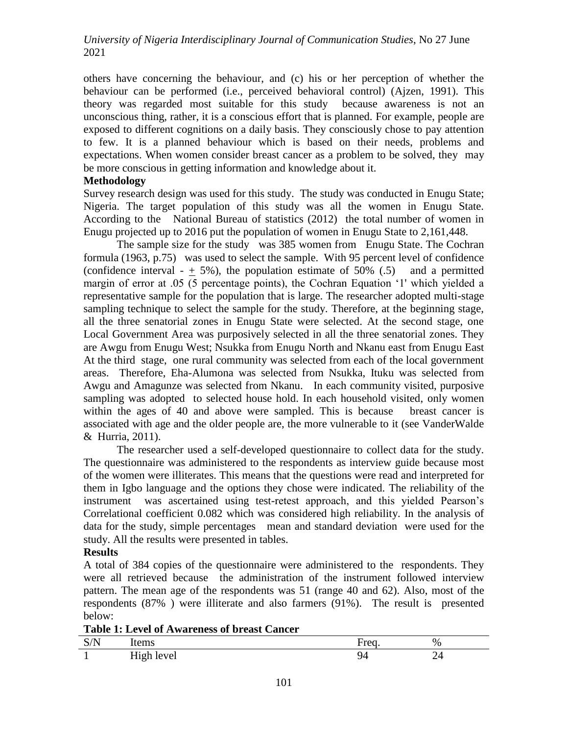others have concerning the behaviour, and (c) his or her perception of whether the behaviour can be performed (i.e., perceived behavioral control) (Ajzen, 1991). This theory was regarded most suitable for this study because awareness is not an unconscious thing, rather, it is a conscious effort that is planned. For example, people are exposed to different cognitions on a daily basis. They consciously chose to pay attention to few. It is a planned behaviour which is based on their needs, problems and expectations. When women consider breast cancer as a problem to be solved, they may be more conscious in getting information and knowledge about it.

**Methodology**

Survey research design was used for this study. The study was conducted in Enugu State; Nigeria. The target population of this study was all the women in Enugu State. According to the National Bureau of statistics (2012) the total number of women in Enugu projected up to 2016 put the population of women in Enugu State to 2,161,448.

The sample size for the study was 385 women from Enugu State. The Cochran formula (1963, p.75) was used to select the sample. With 95 percent level of confidence (confidence interval - ± 5%), the population estimate of 50% (.5) and a permitted margin of error at .05 (5 percentage points), the Cochran Equation '1' which yielded a representative sample for the population that is large. The researcher adopted multi-stage sampling technique to select the sample for the study. Therefore, at the beginning stage, all the three senatorial zones in Enugu State were selected. At the second stage, one Local Government Area was purposively selected in all the three senatorial zones. They are Awgu from Enugu West; Nsukka from Enugu North and Nkanu east from Enugu East At the third stage, one rural community was selected from each of the local government areas. Therefore, Eha-Alumona was selected from Nsukka, Ituku was selected from Awgu and Amagunze was selected from Nkanu. In each community visited, purposive sampling was adopted to selected house hold. In each household visited, only women within the ages of 40 and above were sampled. This is because breast cancer is associated with age and the older people are, the more vulnerable to it (see VanderWalde & Hurria, 2011).

The researcher used a self-developed questionnaire to collect data for the study. The questionnaire was administered to the respondents as interview guide because most of the women were illiterates. This means that the questions were read and interpreted for them in Igbo language and the options they chose were indicated. The reliability of the instrument was ascertained using test-retest approach, and this yielded Pearson's Correlational coefficient 0.082 which was considered high reliability. In the analysis of data for the study, simple percentages mean and standard deviation were used for the study. All the results were presented in tables.

**Results**

A total of 384 copies of the questionnaire were administered to the respondents. They were all retrieved because the administration of the instrument followed interview pattern. The mean age of the respondents was 51 (range 40 and 62). Also, most of the respondents (87% ) were illiterate and also farmers (91%). The result is presented below:

**Table 1: Level of Awareness of breast Cancer**

| S/N | Items | Freq. | % |
|---|---|---|---|
| 1 | High level | 94 | 24 |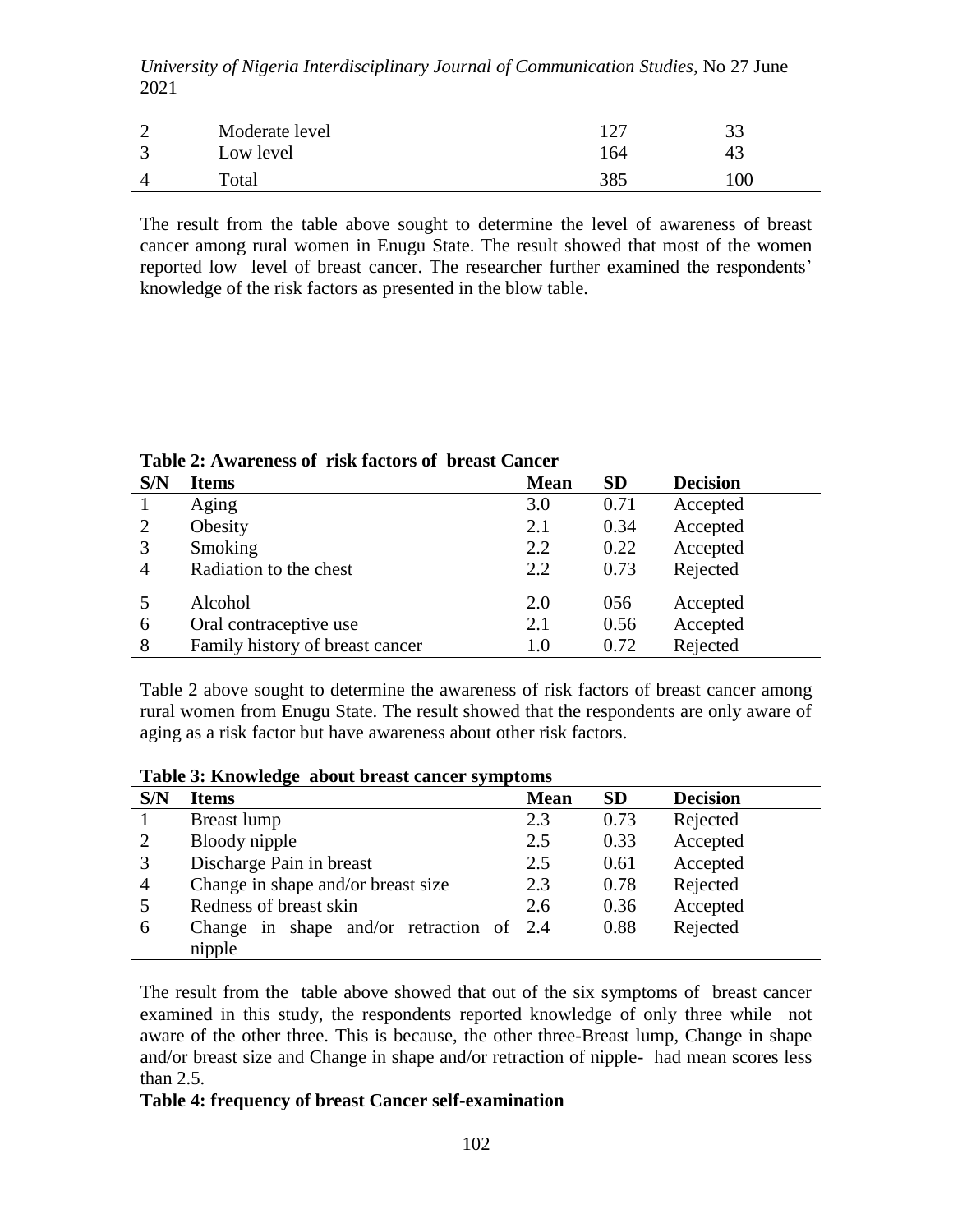| 2 | Moderate level | 127 | 33 |
|---|---|---|---|
| 3 | Low level | 164 | 43 |
| 4 | Total | 385 | 100 |

The result from the table above sought to determine the level of awareness of breast cancer among rural women in Enugu State. The result showed that most of the women reported low level of breast cancer. The researcher further examined the respondents' knowledge of the risk factors as presented in the blow table.

**Table 2: Awareness of risk factors of breast Cancer**

| S/N | Items | Mean | SD | Decision |
|---|---|---|---|---|
| 1 | Aging | 3.0 | 0.71 | Accepted |
| 2 | Obesity | 2.1 | 0.34 | Accepted |
| 3 | Smoking | 2.2 | 0.22 | Accepted |
| 4 | Radiation to the chest | 2.2 | 0.73 | Rejected |
| 5 | Alcohol | 2.0 | 056 | Accepted |
| 6 | Oral contraceptive use | 2.1 | 0.56 | Accepted |
| 8 | Family history of breast cancer | 1.0 | 0.72 | Rejected |

Table 2 above sought to determine the awareness of risk factors of breast cancer among rural women from Enugu State. The result showed that the respondents are only aware of aging as a risk factor but have awareness about other risk factors.

**Table 3: Knowledge about breast cancer symptoms**

| S/N | Items | Mean | SD | Decision |
|---|---|---|---|---|
| 1 | Breast lump | 2.3 | 0.73 | Rejected |
| 2 | Bloody nipple | 2.5 | 0.33 | Accepted |
| 3 | Discharge Pain in breast | 2.5 | 0.61 | Accepted |
| 4 | Change in shape and/or breast size | 2.3 | 0.78 | Rejected |
| 5 | Redness of breast skin | 2.6 | 0.36 | Accepted |
| 6 | Change in shape and/or retraction of nipple | 2.4 | 0.88 | Rejected |

The result from the table above showed that out of the six symptoms of breast cancer examined in this study, the respondents reported knowledge of only three while not aware of the other three. This is because, the other three-Breast lump, Change in shape and/or breast size and Change in shape and/or retraction of nipple- had mean scores less than 2.5.

**Table 4: frequency of breast Cancer self-examination**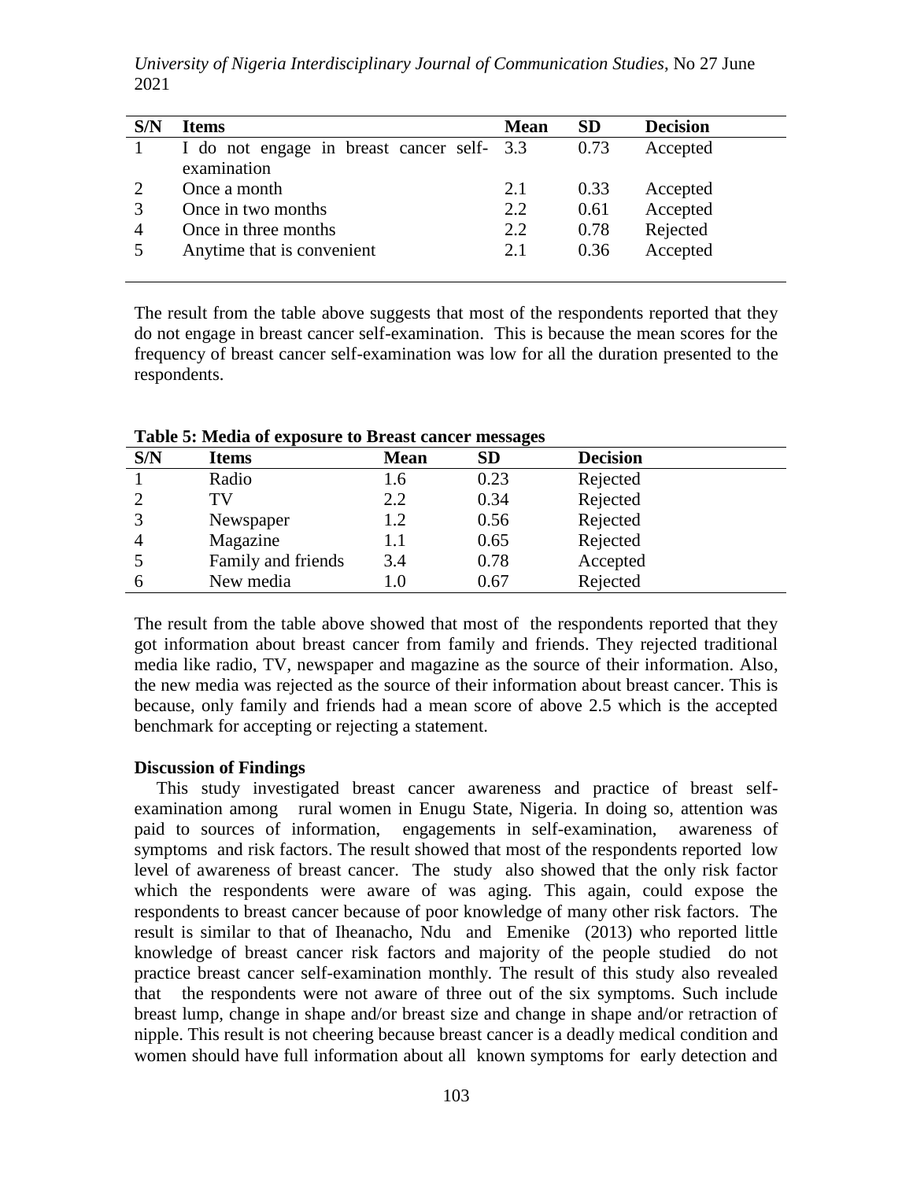| S/N | Items | Mean | SD | Decision |
|---|---|---|---|---|
| 1 | I do not engage in breast cancer self-examination | 3.3 | 0.73 | Accepted |
| 2 | Once a month | 2.1 | 0.33 | Accepted |
| 3 | Once in two months | 2.2 | 0.61 | Accepted |
| 4 | Once in three months | 2.2 | 0.78 | Rejected |
| 5 | Anytime that is convenient | 2.1 | 0.36 | Accepted |

The result from the table above suggests that most of the respondents reported that they do not engage in breast cancer self-examination. This is because the mean scores for the frequency of breast cancer self-examination was low for all the duration presented to the respondents.

**Table 5: Media of exposure to Breast cancer messages**

| S/N | Items | Mean | SD | Decision |
|---|---|---|---|---|
| 1 | Radio | 1.6 | 0.23 | Rejected |
| 2 | TV | 2.2 | 0.34 | Rejected |
| 3 | Newspaper | 1.2 | 0.56 | Rejected |
| 4 | Magazine | 1.1 | 0.65 | Rejected |
| 5 | Family and friends | 3.4 | 0.78 | Accepted |
| 6 | New media | 1.0 | 0.67 | Rejected |

The result from the table above showed that most of the respondents reported that they got information about breast cancer from family and friends. They rejected traditional media like radio, TV, newspaper and magazine as the source of their information. Also, the new media was rejected as the source of their information about breast cancer. This is because, only family and friends had a mean score of above 2.5 which is the accepted benchmark for accepting or rejecting a statement.

**Discussion of Findings**

This study investigated breast cancer awareness and practice of breast self-examination among rural women in Enugu State, Nigeria. In doing so, attention was paid to sources of information, engagements in self-examination, awareness of symptoms and risk factors. The result showed that most of the respondents reported low level of awareness of breast cancer. The study also showed that the only risk factor which the respondents were aware of was aging. This again, could expose the respondents to breast cancer because of poor knowledge of many other risk factors. The result is similar to that of Iheanacho, Ndu and Emenike (2013) who reported little knowledge of breast cancer risk factors and majority of the people studied do not practice breast cancer self-examination monthly. The result of this study also revealed that the respondents were not aware of three out of the six symptoms. Such include breast lump, change in shape and/or breast size and change in shape and/or retraction of nipple. This result is not cheering because breast cancer is a deadly medical condition and women should have full information about all known symptoms for early detection and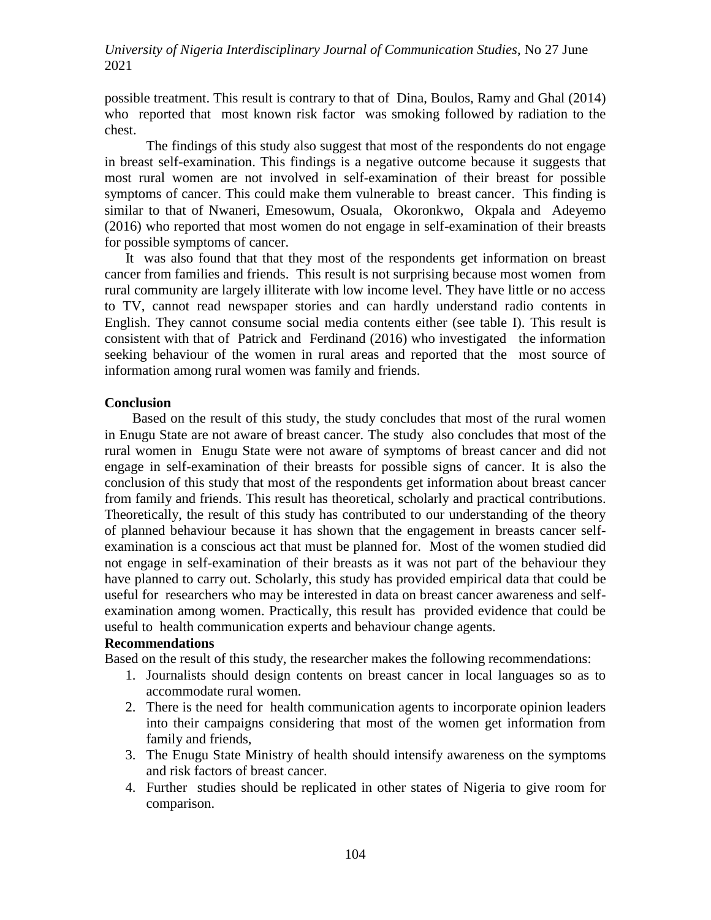possible treatment. This result is contrary to that of Dina, Boulos, Ramy and Ghal (2014) who reported that most known risk factor was smoking followed by radiation to the chest.

The findings of this study also suggest that most of the respondents do not engage in breast self-examination. This findings is a negative outcome because it suggests that most rural women are not involved in self-examination of their breast for possible symptoms of cancer. This could make them vulnerable to breast cancer. This finding is similar to that of Nwaneri, Emesowum, Osuala, Okoronkwo, Okpala and Adeyemo (2016) who reported that most women do not engage in self-examination of their breasts for possible symptoms of cancer.

It was also found that that they most of the respondents get information on breast cancer from families and friends. This result is not surprising because most women from rural community are largely illiterate with low income level. They have little or no access to TV, cannot read newspaper stories and can hardly understand radio contents in English. They cannot consume social media contents either (see table I). This result is consistent with that of Patrick and Ferdinand (2016) who investigated the information seeking behaviour of the women in rural areas and reported that the most source of information among rural women was family and friends.

**Conclusion**

Based on the result of this study, the study concludes that most of the rural women in Enugu State are not aware of breast cancer. The study also concludes that most of the rural women in Enugu State were not aware of symptoms of breast cancer and did not engage in self-examination of their breasts for possible signs of cancer. It is also the conclusion of this study that most of the respondents get information about breast cancer from family and friends. This result has theoretical, scholarly and practical contributions. Theoretically, the result of this study has contributed to our understanding of the theory of planned behaviour because it has shown that the engagement in breasts cancer self-examination is a conscious act that must be planned for. Most of the women studied did not engage in self-examination of their breasts as it was not part of the behaviour they have planned to carry out. Scholarly, this study has provided empirical data that could be useful for researchers who may be interested in data on breast cancer awareness and self-examination among women. Practically, this result has provided evidence that could be useful to health communication experts and behaviour change agents.

**Recommendations**

Based on the result of this study, the researcher makes the following recommendations:

1. Journalists should design contents on breast cancer in local languages so as to accommodate rural women.
2. There is the need for health communication agents to incorporate opinion leaders into their campaigns considering that most of the women get information from family and friends,
3. The Enugu State Ministry of health should intensify awareness on the symptoms and risk factors of breast cancer.
4. Further studies should be replicated in other states of Nigeria to give room for comparison.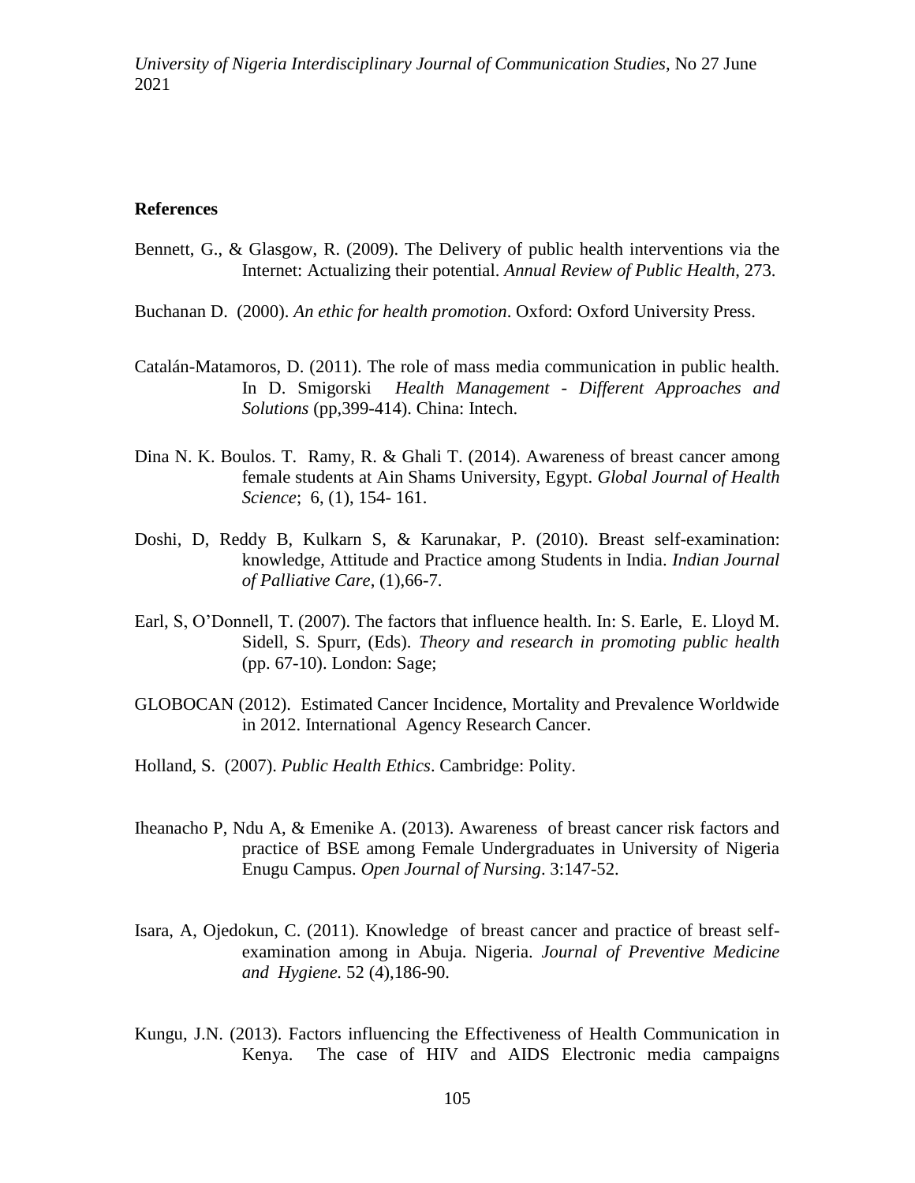## References

Bennett, G., & Glasgow, R. (2009). The Delivery of public health interventions via the Internet: Actualizing their potential. *Annual Review of Public Health*, 273.

Buchanan D. (2000). *An ethic for health promotion*. Oxford: Oxford University Press.

Catalán-Matamoros, D. (2011). The role of mass media communication in public health. In D. Smigorski *Health Management - Different Approaches and Solutions* (pp,399-414). China: Intech.

Dina N. K. Boulos. T. Ramy, R. & Ghali T. (2014). Awareness of breast cancer among female students at Ain Shams University, Egypt. *Global Journal of Health Science*; 6, (1), 154- 161.

Doshi, D, Reddy B, Kulkarn S, & Karunakar, P. (2010). Breast self-examination: knowledge, Attitude and Practice among Students in India. *Indian Journal of Palliative Care*, (1),66-7.

Earl, S, O'Donnell, T. (2007). The factors that influence health. In: S. Earle, E. Lloyd M. Sidell, S. Spurr, (Eds). *Theory and research in promoting public health* (pp. 67-10). London: Sage;

GLOBOCAN (2012). Estimated Cancer Incidence, Mortality and Prevalence Worldwide in 2012. International Agency Research Cancer.

Holland, S. (2007). *Public Health Ethics*. Cambridge: Polity.

Iheanacho P, Ndu A, & Emenike A. (2013). Awareness of breast cancer risk factors and practice of BSE among Female Undergraduates in University of Nigeria Enugu Campus. *Open Journal of Nursing*. 3:147-52.

Isara, A, Ojedokun, C. (2011). Knowledge of breast cancer and practice of breast self-examination among in Abuja. Nigeria. *Journal of Preventive Medicine and Hygiene.* 52 (4),186-90.

Kungu, J.N. (2013). Factors influencing the Effectiveness of Health Communication in Kenya. The case of HIV and AIDS Electronic media campaigns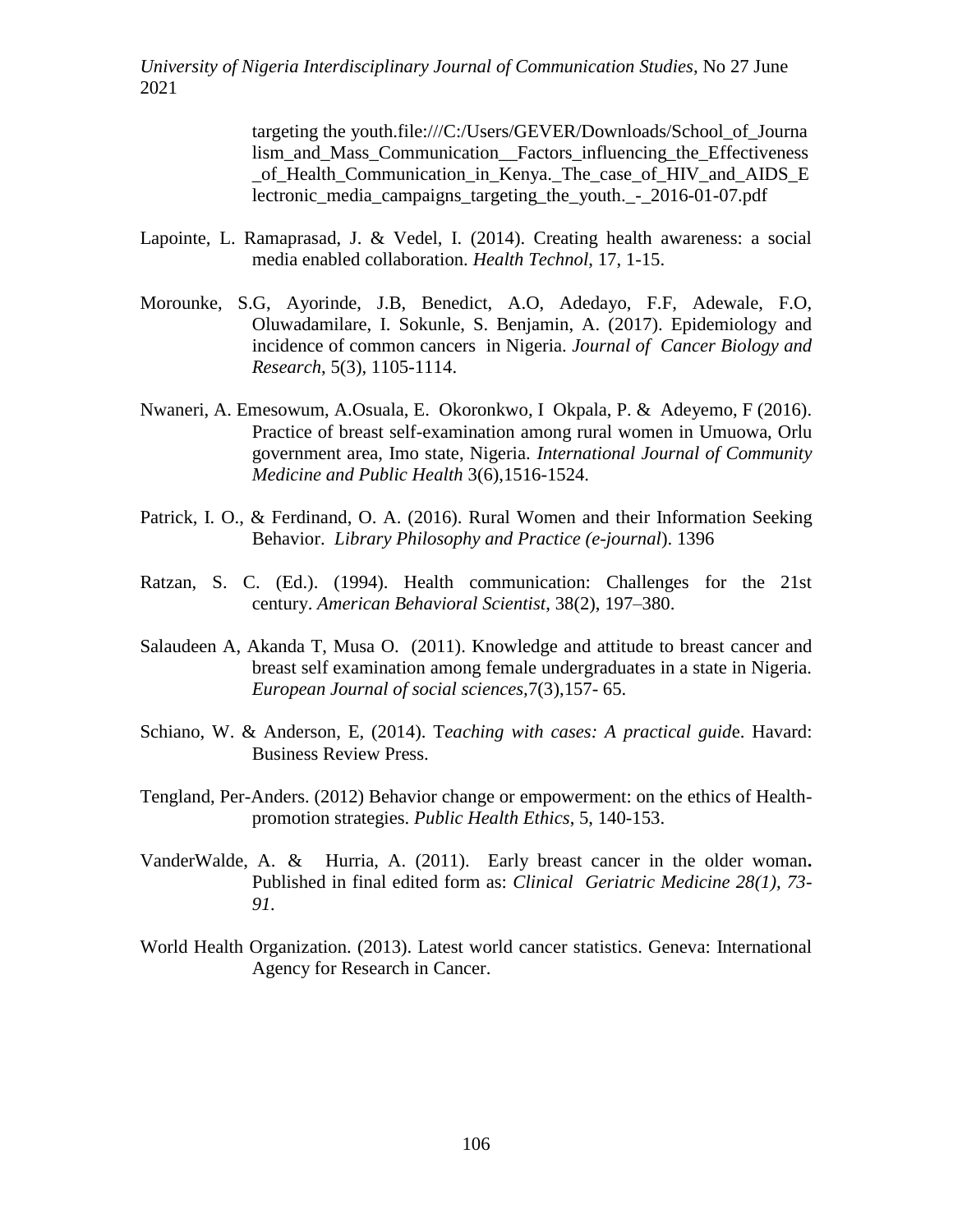targeting the youth.file:///C:/Users/GEVER/Downloads/School_of_Journalism_and_Mass_Communication__Factors_influencing_the_Effectiveness_of_Health_Communication_in_Kenya._The_case_of_HIV_and_AIDS_Electronic_media_campaigns_targeting_the_youth._-_2016-01-07.pdf

Lapointe, L. Ramaprasad, J. & Vedel, I. (2014). Creating health awareness: a social media enabled collaboration. *Health Technol*, 17, 1-15.

Morounke, S.G, Ayorinde, J.B, Benedict, A.O, Adedayo, F.F, Adewale, F.O, Oluwadamilare, I. Sokunle, S. Benjamin, A. (2017). Epidemiology and incidence of common cancers in Nigeria. *Journal of Cancer Biology and Research*, 5(3), 1105-1114.

Nwaneri, A. Emesowum, A.Osuala, E. Okoronkwo, I Okpala, P. & Adeyemo, F (2016). Practice of breast self-examination among rural women in Umuowa, Orlu government area, Imo state, Nigeria. *International Journal of Community Medicine and Public Health* 3(6),1516-1524.

Patrick, I. O., & Ferdinand, O. A. (2016). Rural Women and their Information Seeking Behavior. *Library Philosophy and Practice (e-journal*). 1396

Ratzan, S. C. (Ed.). (1994). Health communication: Challenges for the 21st century. *American Behavioral Scientist,* 38(2), 197–380.

Salaudeen A, Akanda T, Musa O. (2011). Knowledge and attitude to breast cancer and breast self examination among female undergraduates in a state in Nigeria. *European Journal of social sciences*,7(3),157- 65.

Schiano, W. & Anderson, E, (2014). T*eaching with cases: A practical guid*e. Havard: Business Review Press.

Tengland, Per-Anders. (2012) Behavior change or empowerment: on the ethics of Health-promotion strategies. *Public Health Ethics*, 5, 140-153.

VanderWalde, A. & Hurria, A. (2011). Early breast cancer in the older woman**.** Published in final edited form as: *Clinical Geriatric Medicine 28(1), 73-91.*

World Health Organization. (2013). Latest world cancer statistics. Geneva: International Agency for Research in Cancer.